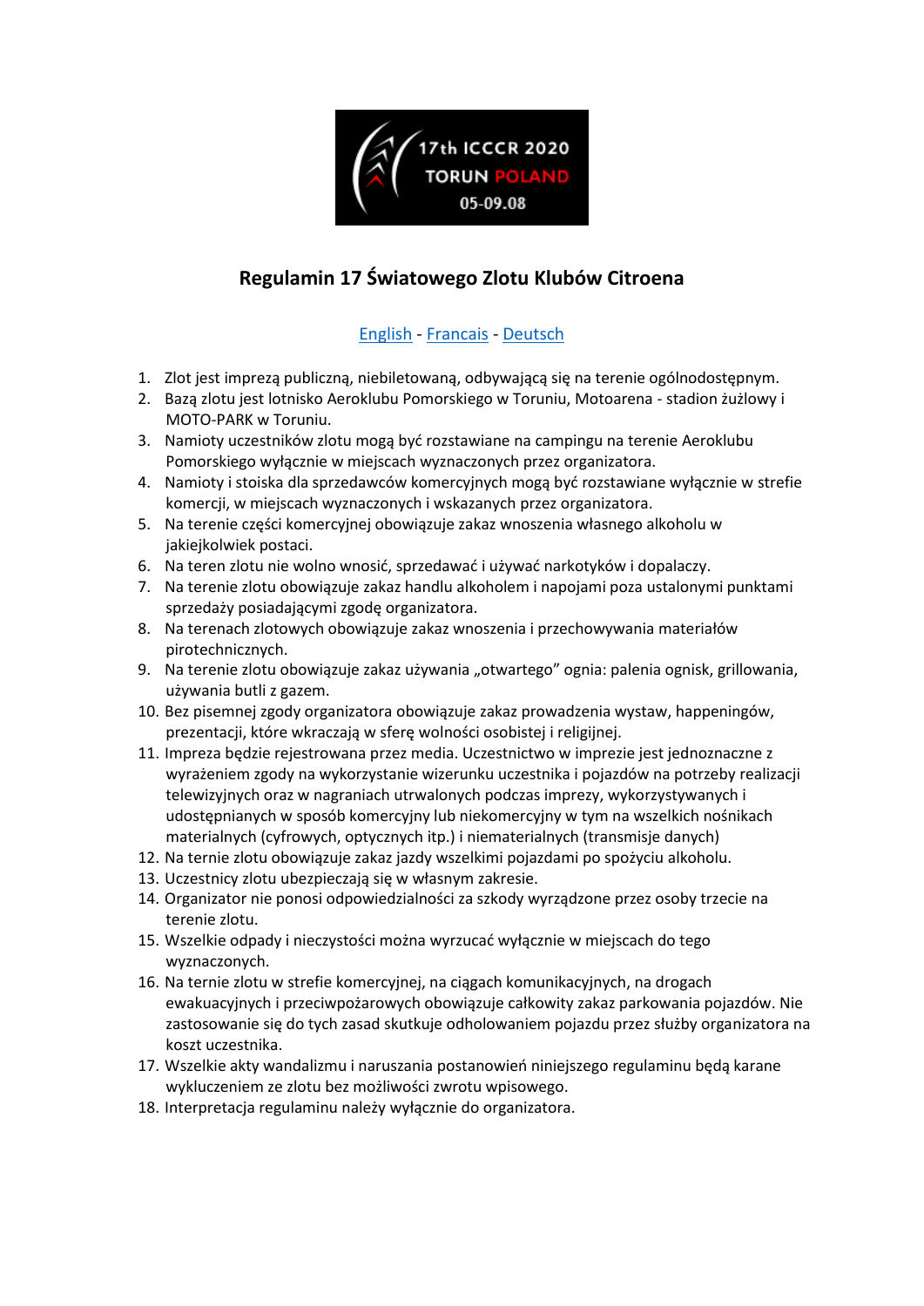17th ICCCR 2020
TORUN POLAND
05-09.08

# Regulamin 17 Światowego Zlotu Klubów Citroena

English - Francais - Deutsch

1. Zlot jest imprezą publiczną, niebiletowaną, odbywającą się na terenie ogólnodostępnym.
2. Bazą zlotu jest lotnisko Aeroklubu Pomorskiego w Toruniu, Motoarena - stadion żużlowy i MOTO-PARK w Toruniu.
3. Namioty uczestników zlotu mogą być rozstawiane na campingu na terenie Aeroklubu Pomorskiego wyłącznie w miejscach wyznaczonych przez organizatora.
4. Namioty i stoiska dla sprzedawców komercyjnych mogą być rozstawiane wyłącznie w strefie komercji, w miejscach wyznaczonych i wskazanych przez organizatora.
5. Na terenie części komercyjnej obowiązuje zakaz wnoszenia własnego alkoholu w jakiejkolwiek postaci.
6. Na teren zlotu nie wolno wnosić, sprzedawać i używać narkotyków i dopalaczy.
7. Na terenie zlotu obowiązuje zakaz handlu alkoholem i napojami poza ustalonymi punktami sprzedaży posiadającymi zgodę organizatora.
8. Na terenach zlotowych obowiązuje zakaz wnoszenia i przechowywania materiałów pirotechnicznych.
9. Na terenie zlotu obowiązuje zakaz używania „otwartego" ognia: palenia ognisk, grillowania, używania butli z gazem.
10. Bez pisemnej zgody organizatora obowiązuje zakaz prowadzenia wystaw, happeningów, prezentacji, które wkraczają w sferę wolności osobistej i religijnej.
11. Impreza będzie rejestrowana przez media. Uczestnictwo w imprezie jest jednoznaczne z wyrażeniem zgody na wykorzystanie wizerunku uczestnika i pojazdów na potrzeby realizacji telewizyjnych oraz w nagraniach utrwalonych podczas imprezy, wykorzystywanych i udostępnianych w sposób komercyjny lub niekomercyjny w tym na wszelkich nośnikach materialnych (cyfrowych, optycznych itp.) i niematerialnych (transmisje danych)
12. Na ternie zlotu obowiązuje zakaz jazdy wszelkimi pojazdami po spożyciu alkoholu.
13. Uczestnicy zlotu ubezpieczają się w własnym zakresie.
14. Organizator nie ponosi odpowiedzialności za szkody wyrządzone przez osoby trzecie na terenie zlotu.
15. Wszelkie odpady i nieczystości można wyrzucać wyłącznie w miejscach do tego wyznaczonych.
16. Na ternie zlotu w strefie komercyjnej, na ciągach komunikacyjnych, na drogach ewakuacyjnych i przeciwpożarowych obowiązuje całkowity zakaz parkowania pojazdów. Nie zastosowanie się do tych zasad skutkuje odholowaniem pojazdu przez służby organizatora na koszt uczestnika.
17. Wszelkie akty wandalizmu i naruszania postanowień niniejszego regulaminu będą karane wykluczeniem ze zlotu bez możliwości zwrotu wpisowego.
18. Interpretacja regulaminu należy wyłącznie do organizatora.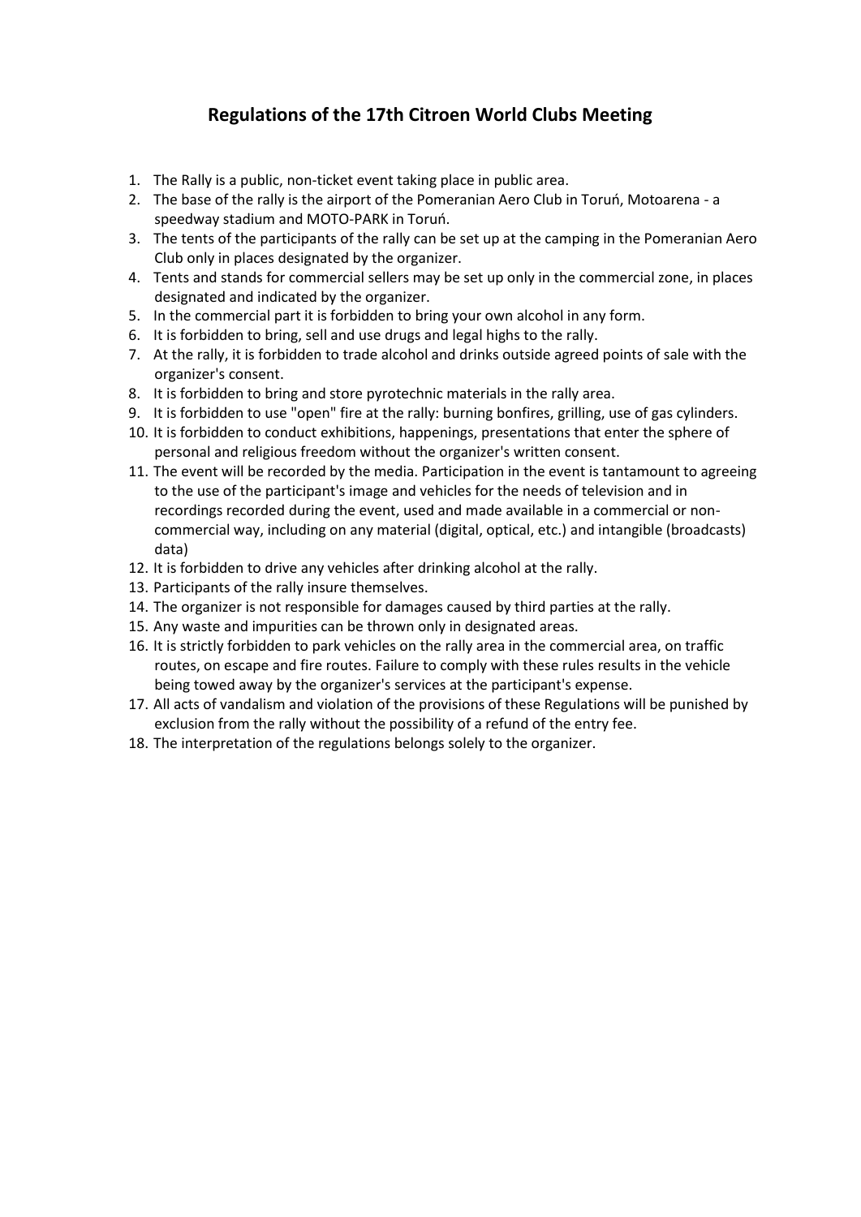# Regulations of the 17th Citroen World Clubs Meeting

1. The Rally is a public, non-ticket event taking place in public area.
2. The base of the rally is the airport of the Pomeranian Aero Club in Toruń, Motoarena - a speedway stadium and MOTO-PARK in Toruń.
3. The tents of the participants of the rally can be set up at the camping in the Pomeranian Aero Club only in places designated by the organizer.
4. Tents and stands for commercial sellers may be set up only in the commercial zone, in places designated and indicated by the organizer.
5. In the commercial part it is forbidden to bring your own alcohol in any form.
6. It is forbidden to bring, sell and use drugs and legal highs to the rally.
7. At the rally, it is forbidden to trade alcohol and drinks outside agreed points of sale with the organizer's consent.
8. It is forbidden to bring and store pyrotechnic materials in the rally area.
9. It is forbidden to use "open" fire at the rally: burning bonfires, grilling, use of gas cylinders.
10. It is forbidden to conduct exhibitions, happenings, presentations that enter the sphere of personal and religious freedom without the organizer's written consent.
11. The event will be recorded by the media. Participation in the event is tantamount to agreeing to the use of the participant's image and vehicles for the needs of television and in recordings recorded during the event, used and made available in a commercial or non-commercial way, including on any material (digital, optical, etc.) and intangible (broadcasts) data)
12. It is forbidden to drive any vehicles after drinking alcohol at the rally.
13. Participants of the rally insure themselves.
14. The organizer is not responsible for damages caused by third parties at the rally.
15. Any waste and impurities can be thrown only in designated areas.
16. It is strictly forbidden to park vehicles on the rally area in the commercial area, on traffic routes, on escape and fire routes. Failure to comply with these rules results in the vehicle being towed away by the organizer's services at the participant's expense.
17. All acts of vandalism and violation of the provisions of these Regulations will be punished by exclusion from the rally without the possibility of a refund of the entry fee.
18. The interpretation of the regulations belongs solely to the organizer.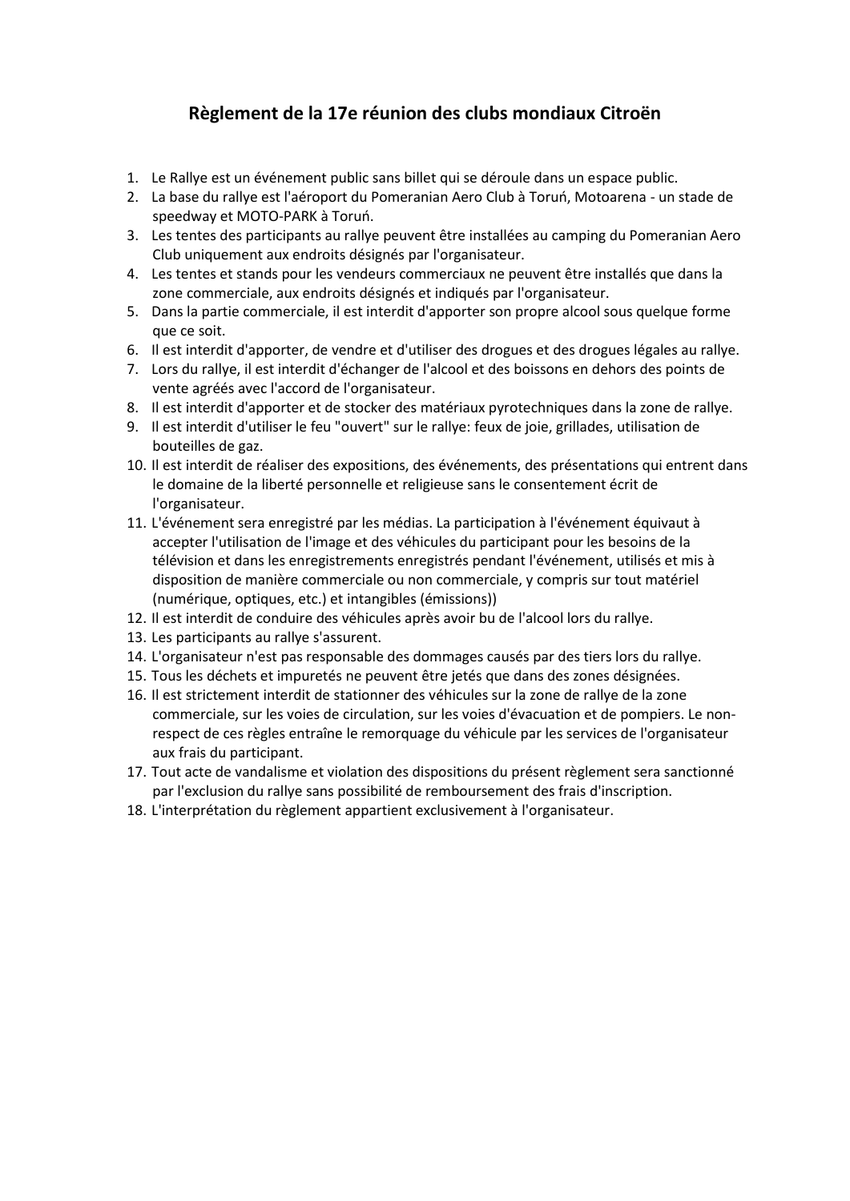# Règlement de la 17e réunion des clubs mondiaux Citroën

1. Le Rallye est un événement public sans billet qui se déroule dans un espace public.
2. La base du rallye est l'aéroport du Pomeranian Aero Club à Toruń, Motoarena - un stade de speedway et MOTO-PARK à Toruń.
3. Les tentes des participants au rallye peuvent être installées au camping du Pomeranian Aero Club uniquement aux endroits désignés par l'organisateur.
4. Les tentes et stands pour les vendeurs commerciaux ne peuvent être installés que dans la zone commerciale, aux endroits désignés et indiqués par l'organisateur.
5. Dans la partie commerciale, il est interdit d'apporter son propre alcool sous quelque forme que ce soit.
6. Il est interdit d'apporter, de vendre et d'utiliser des drogues et des drogues légales au rallye.
7. Lors du rallye, il est interdit d'échanger de l'alcool et des boissons en dehors des points de vente agréés avec l'accord de l'organisateur.
8. Il est interdit d'apporter et de stocker des matériaux pyrotechniques dans la zone de rallye.
9. Il est interdit d'utiliser le feu "ouvert" sur le rallye: feux de joie, grillades, utilisation de bouteilles de gaz.
10. Il est interdit de réaliser des expositions, des événements, des présentations qui entrent dans le domaine de la liberté personnelle et religieuse sans le consentement écrit de l'organisateur.
11. L'événement sera enregistré par les médias. La participation à l'événement équivaut à accepter l'utilisation de l'image et des véhicules du participant pour les besoins de la télévision et dans les enregistrements enregistrés pendant l'événement, utilisés et mis à disposition de manière commerciale ou non commerciale, y compris sur tout matériel (numérique, optiques, etc.) et intangibles (émissions))
12. Il est interdit de conduire des véhicules après avoir bu de l'alcool lors du rallye.
13. Les participants au rallye s'assurent.
14. L'organisateur n'est pas responsable des dommages causés par des tiers lors du rallye.
15. Tous les déchets et impuretés ne peuvent être jetés que dans des zones désignées.
16. Il est strictement interdit de stationner des véhicules sur la zone de rallye de la zone commerciale, sur les voies de circulation, sur les voies d'évacuation et de pompiers. Le non-respect de ces règles entraîne le remorquage du véhicule par les services de l'organisateur aux frais du participant.
17. Tout acte de vandalisme et violation des dispositions du présent règlement sera sanctionné par l'exclusion du rallye sans possibilité de remboursement des frais d'inscription.
18. L'interprétation du règlement appartient exclusivement à l'organisateur.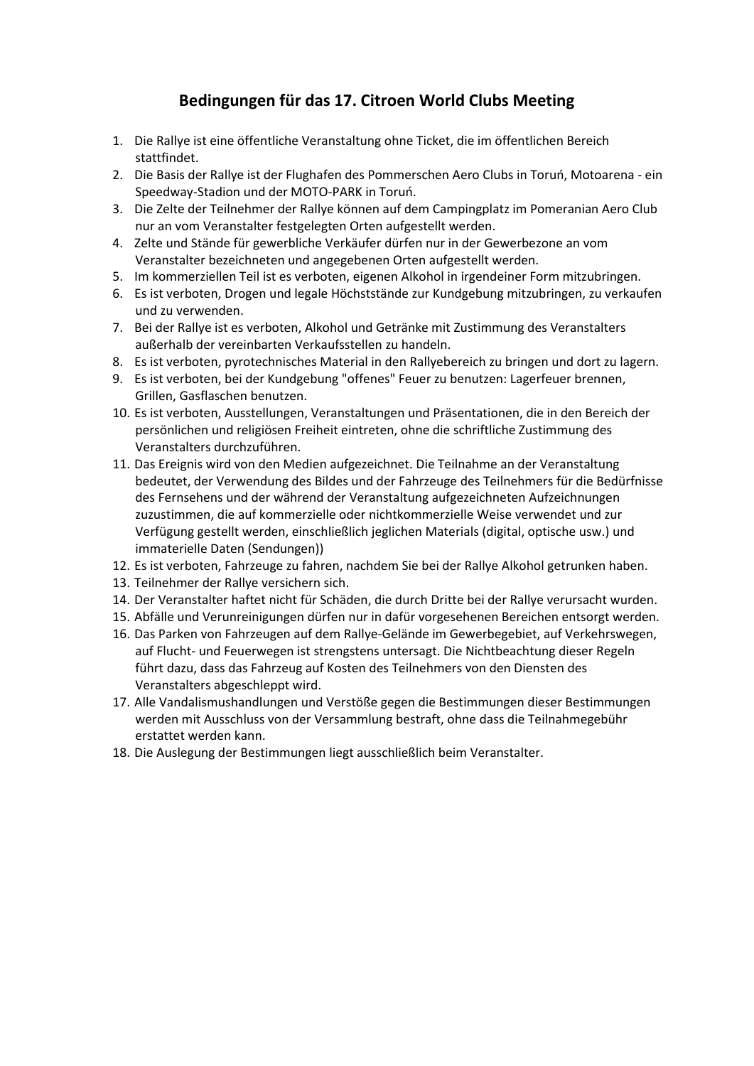# Bedingungen für das 17. Citroen World Clubs Meeting

1. Die Rallye ist eine öffentliche Veranstaltung ohne Ticket, die im öffentlichen Bereich stattfindet.
2. Die Basis der Rallye ist der Flughafen des Pommerschen Aero Clubs in Toruń, Motoarena - ein Speedway-Stadion und der MOTO-PARK in Toruń.
3. Die Zelte der Teilnehmer der Rallye können auf dem Campingplatz im Pomeranian Aero Club nur an vom Veranstalter festgelegten Orten aufgestellt werden.
4. Zelte und Stände für gewerbliche Verkäufer dürfen nur in der Gewerbezone an vom Veranstalter bezeichneten und angegebenen Orten aufgestellt werden.
5. Im kommerziellen Teil ist es verboten, eigenen Alkohol in irgendeiner Form mitzubringen.
6. Es ist verboten, Drogen und legale Höchststände zur Kundgebung mitzubringen, zu verkaufen und zu verwenden.
7. Bei der Rallye ist es verboten, Alkohol und Getränke mit Zustimmung des Veranstalters außerhalb der vereinbarten Verkaufsstellen zu handeln.
8. Es ist verboten, pyrotechnisches Material in den Rallyebereich zu bringen und dort zu lagern.
9. Es ist verboten, bei der Kundgebung "offenes" Feuer zu benutzen: Lagerfeuer brennen, Grillen, Gasflaschen benutzen.
10. Es ist verboten, Ausstellungen, Veranstaltungen und Präsentationen, die in den Bereich der persönlichen und religiösen Freiheit eintreten, ohne die schriftliche Zustimmung des Veranstalters durchzuführen.
11. Das Ereignis wird von den Medien aufgezeichnet. Die Teilnahme an der Veranstaltung bedeutet, der Verwendung des Bildes und der Fahrzeuge des Teilnehmers für die Bedürfnisse des Fernsehens und der während der Veranstaltung aufgezeichneten Aufzeichnungen zuzustimmen, die auf kommerzielle oder nichtkommerzielle Weise verwendet und zur Verfügung gestellt werden, einschließlich jeglichen Materials (digital, optische usw.) und immaterielle Daten (Sendungen))
12. Es ist verboten, Fahrzeuge zu fahren, nachdem Sie bei der Rallye Alkohol getrunken haben.
13. Teilnehmer der Rallye versichern sich.
14. Der Veranstalter haftet nicht für Schäden, die durch Dritte bei der Rallye verursacht wurden.
15. Abfälle und Verunreinigungen dürfen nur in dafür vorgesehenen Bereichen entsorgt werden.
16. Das Parken von Fahrzeugen auf dem Rallye-Gelände im Gewerbegebiet, auf Verkehrswegen, auf Flucht- und Feuerwegen ist strengstens untersagt. Die Nichtbeachtung dieser Regeln führt dazu, dass das Fahrzeug auf Kosten des Teilnehmers von den Diensten des Veranstalters abgeschleppt wird.
17. Alle Vandalismushandlungen und Verstöße gegen die Bestimmungen dieser Bestimmungen werden mit Ausschluss von der Versammlung bestraft, ohne dass die Teilnahmegebühr erstattet werden kann.
18. Die Auslegung der Bestimmungen liegt ausschließlich beim Veranstalter.